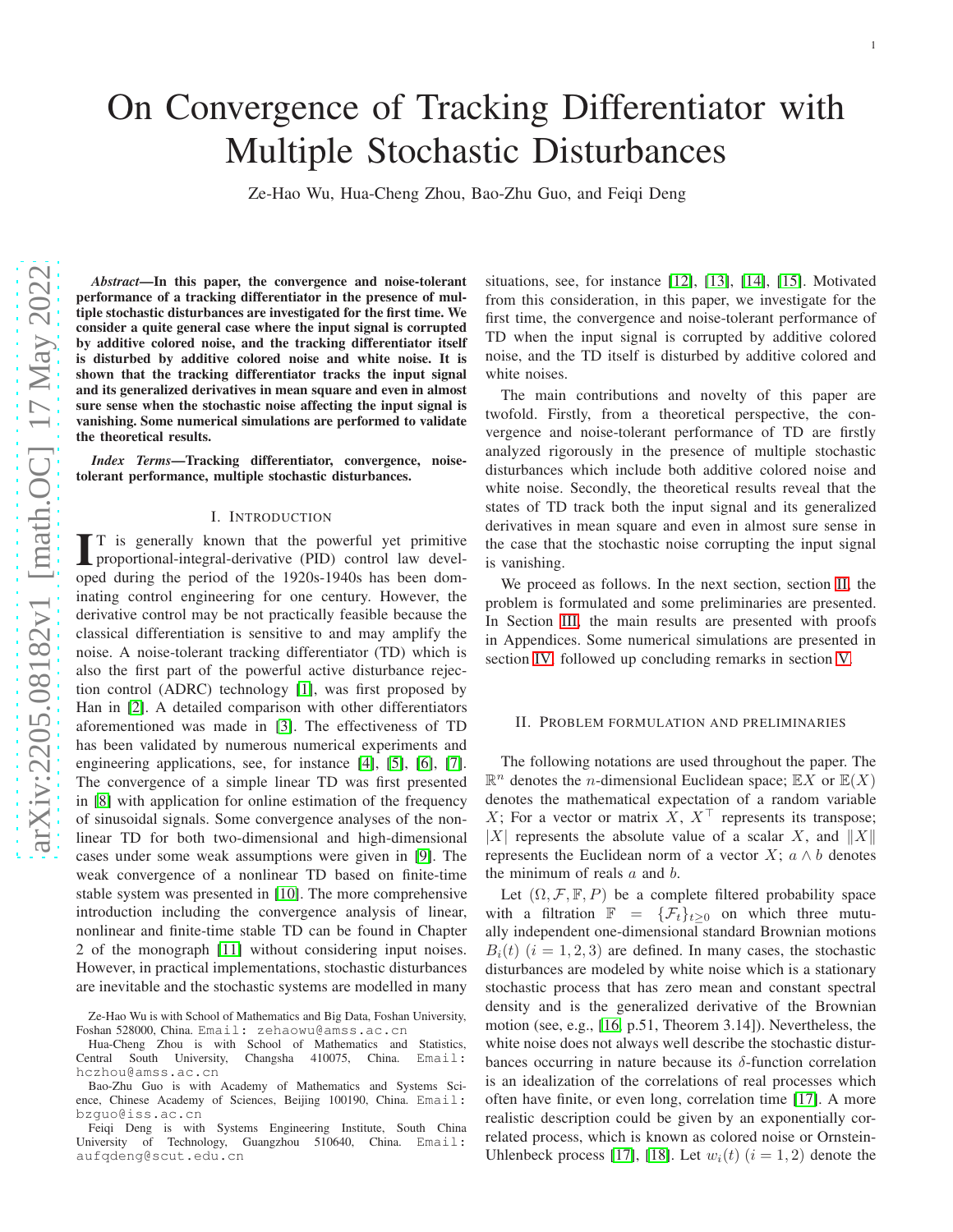# On Convergence of Tracking Differentiator with Multiple Stochastic Disturbances

Ze-Hao Wu, Hua-Cheng Zhou, Bao-Zhu Guo, and Feiqi Deng

***Abstract*—In this paper, the convergence and noise-tolerant performance of a tracking differentiator in the presence of multiple stochastic disturbances are investigated for the first time. We consider a quite general case where the input signal is corrupted by additive colored noise, and the tracking differentiator itself is disturbed by additive colored noise and white noise. It is shown that the tracking differentiator tracks the input signal and its generalized derivatives in mean square and even in almost sure sense when the stochastic noise affecting the input signal is vanishing. Some numerical simulations are performed to validate the theoretical results.**

***Index Terms*—Tracking differentiator, convergence, noise-tolerant performance, multiple stochastic disturbances.**

## I. Introduction

It is generally known that the powerful yet primitive proportional-integral-derivative (PID) control law developed during the period of the 1920s-1940s has been dominating control engineering for one century. However, the derivative control may be not practically feasible because the classical differentiation is sensitive to and may amplify the noise. A noise-tolerant tracking differentiator (TD) which is also the first part of the powerful active disturbance rejection control (ADRC) technology [1], was first proposed by Han in [2]. A detailed comparison with other differentiators aforementioned was made in [3]. The effectiveness of TD has been validated by numerous numerical experiments and engineering applications, see, for instance [4], [5], [6], [7]. The convergence of a simple linear TD was first presented in [8] with application for online estimation of the frequency of sinusoidal signals. Some convergence analyses of the nonlinear TD for both two-dimensional and high-dimensional cases under some weak assumptions were given in [9]. The weak convergence of a nonlinear TD based on finite-time stable system was presented in [10]. The more comprehensive introduction including the convergence analysis of linear, nonlinear and finite-time stable TD can be found in Chapter 2 of the monograph [11] without considering input noises. However, in practical implementations, stochastic disturbances are inevitable and the stochastic systems are modelled in many situations, see, for instance [12], [13], [14], [15]. Motivated from this consideration, in this paper, we investigate for the first time, the convergence and noise-tolerant performance of TD when the input signal is corrupted by additive colored noise, and the TD itself is disturbed by additive colored and white noises.

The main contributions and novelty of this paper are twofold. Firstly, from a theoretical perspective, the convergence and noise-tolerant performance of TD are firstly analyzed rigorously in the presence of multiple stochastic disturbances which include both additive colored noise and white noise. Secondly, the theoretical results reveal that the states of TD track both the input signal and its generalized derivatives in mean square and even in almost sure sense in the case that the stochastic noise corrupting the input signal is vanishing.

We proceed as follows. In the next section, section II, the problem is formulated and some preliminaries are presented. In Section III, the main results are presented with proofs in Appendices. Some numerical simulations are presented in section IV followed up concluding remarks in section V.

## II. Problem formulation and preliminaries

The following notations are used throughout the paper. The $\mathbb{R}^n$ denotes the $n$-dimensional Euclidean space; $\mathbb{E}X$ or $\mathbb{E}(X)$ denotes the mathematical expectation of a random variable $X$; For a vector or matrix $X$, $X^\top$ represents its transpose; $|X|$ represents the absolute value of a scalar $X$, and $\|X\|$ represents the Euclidean norm of a vector $X$; $a \wedge b$ denotes the minimum of reals $a$ and $b$.

Let $(\Omega, \mathcal{F}, \mathbb{F}, P)$ be a complete filtered probability space with a filtration $\mathbb{F} = \{\mathcal{F}_t\}_{t\geq 0}$ on which three mutually independent one-dimensional standard Brownian motions $B_i(t)$ $(i = 1, 2, 3)$ are defined. In many cases, the stochastic disturbances are modeled by white noise which is a stationary stochastic process that has zero mean and constant spectral density and is the generalized derivative of the Brownian motion (see, e.g., [16, p.51, Theorem 3.14]). Nevertheless, the white noise does not always well describe the stochastic disturbances occurring in nature because its $\delta$-function correlation is an idealization of the correlations of real processes which often have finite, or even long, correlation time [17]. A more realistic description could be given by an exponentially correlated process, which is known as colored noise or Ornstein-Uhlenbeck process [17], [18]. Let $w_i(t)$ $(i = 1, 2)$ denote the

Ze-Hao Wu is with School of Mathematics and Big Data, Foshan University, Foshan 528000, China. Email: zehaowu@amss.ac.cn

Hua-Cheng Zhou is with School of Mathematics and Statistics, Central South University, Changsha 410075, China. Email: hczhou@amss.ac.cn

Bao-Zhu Guo is with Academy of Mathematics and Systems Science, Chinese Academy of Sciences, Beijing 100190, China. Email: bzguo@iss.ac.cn

Feiqi Deng is with Systems Engineering Institute, South China University of Technology, Guangzhou 510640, China. Email: aufqdeng@scut.edu.cn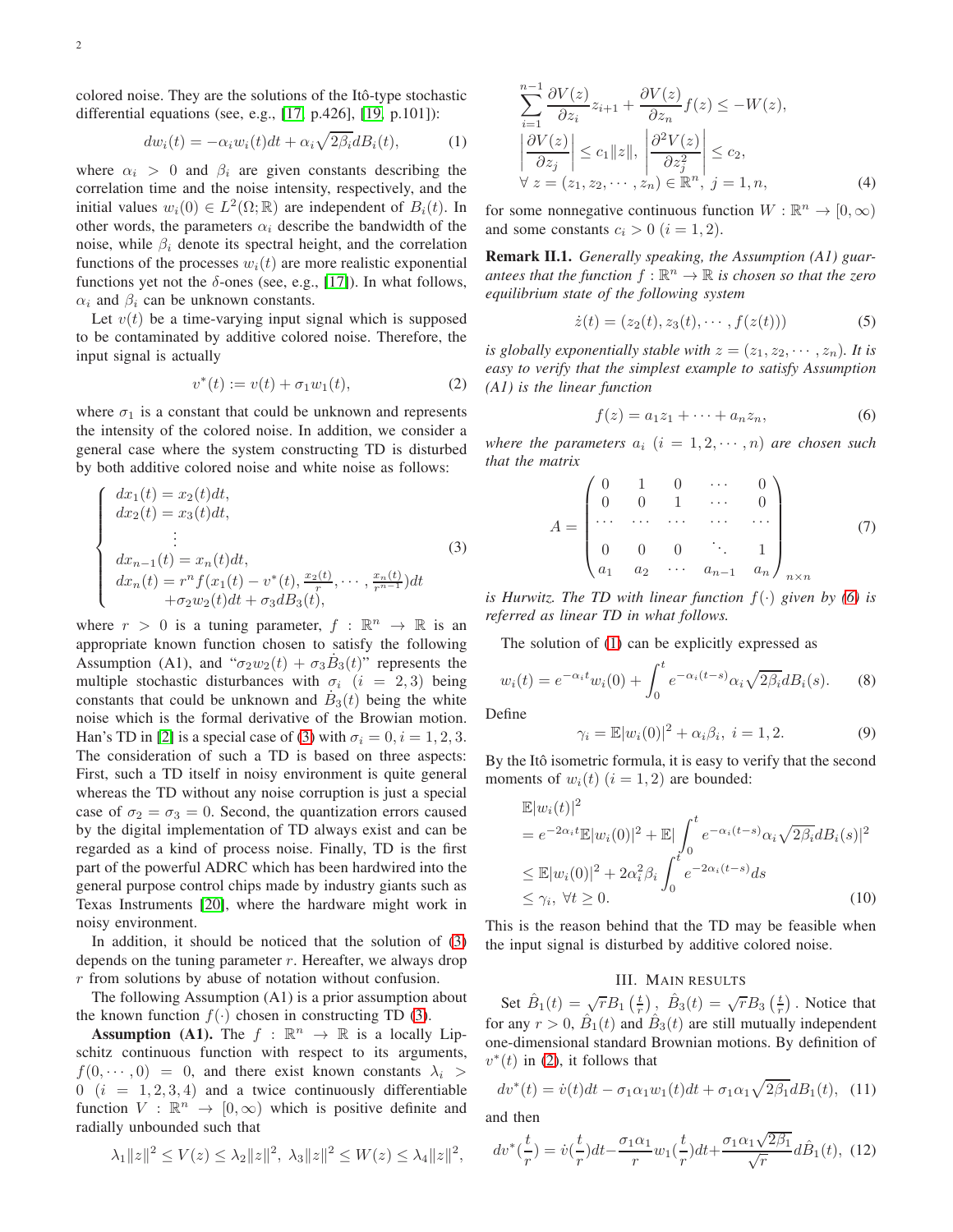colored noise. They are the solutions of the Itô-type stochastic differential equations (see, e.g., [17, p.426], [19, p.101]):

$$dw_i(t) = -\alpha_i w_i(t)dt + \alpha_i\sqrt{2\beta_i}dB_i(t), \tag{1}$$

where $\alpha_i > 0$ and $\beta_i$ are given constants describing the correlation time and the noise intensity, respectively, and the initial values $w_i(0) \in L^2(\Omega;\mathbb{R})$ are independent of $B_i(t)$. In other words, the parameters $\alpha_i$ describe the bandwidth of the noise, while $\beta_i$ denote its spectral height, and the correlation functions of the processes $w_i(t)$ are more realistic exponential functions yet not the $\delta$-ones (see, e.g., [17]). In what follows, $\alpha_i$ and $\beta_i$ can be unknown constants.

Let $v(t)$ be a time-varying input signal which is supposed to be contaminated by additive colored noise. Therefore, the input signal is actually

$$v^*(t) := v(t) + \sigma_1 w_1(t), \tag{2}$$

where $\sigma_1$ is a constant that could be unknown and represents the intensity of the colored noise. In addition, we consider a general case where the system constructing TD is disturbed by both additive colored noise and white noise as follows:

$$\begin{cases} dx_1(t) = x_2(t)dt, \\ dx_2(t) = x_3(t)dt, \\ \quad\vdots \\ dx_{n-1}(t) = x_n(t)dt, \\ dx_n(t) = r^n f(x_1(t) - v^*(t), \frac{x_2(t)}{r}, \cdots, \frac{x_n(t)}{r^{n-1}})dt \\ \quad +\sigma_2 w_2(t)dt + \sigma_3 dB_3(t), \end{cases} \tag{3}$$

where $r > 0$ is a tuning parameter, $f : \mathbb{R}^n \to \mathbb{R}$ is an appropriate known function chosen to satisfy the following Assumption (A1), and "$\sigma_2 w_2(t) + \sigma_3 \dot{B}_3(t)$" represents the multiple stochastic disturbances with $\sigma_i$ $(i = 2, 3)$ being constants that could be unknown and $\dot{B}_3(t)$ being the white noise which is the formal derivative of the Browian motion. Han's TD in [2] is a special case of (3) with $\sigma_i = 0, i = 1, 2, 3$. The consideration of such a TD is based on three aspects: First, such a TD itself in noisy environment is quite general whereas the TD without any noise corruption is just a special case of $\sigma_2 = \sigma_3 = 0$. Second, the quantization errors caused by the digital implementation of TD always exist and can be regarded as a kind of process noise. Finally, TD is the first part of the powerful ADRC which has been hardwired into the general purpose control chips made by industry giants such as Texas Instruments [20], where the hardware might work in noisy environment.

In addition, it should be noticed that the solution of (3) depends on the tuning parameter $r$. Hereafter, we always drop $r$ from solutions by abuse of notation without confusion.

The following Assumption (A1) is a prior assumption about the known function $f(\cdot)$ chosen in constructing TD (3).

**Assumption (A1).** The $f : \mathbb{R}^n \to \mathbb{R}$ is a locally Lipschitz continuous function with respect to its arguments, $f(0, \cdots, 0) = 0$, and there exist known constants $\lambda_i > 0$ $(i = 1, 2, 3, 4)$ and a twice continuously differentiable function $V : \mathbb{R}^n \to [0, \infty)$ which is positive definite and radially unbounded such that

$$\lambda_1\|z\|^2 \le V(z) \le \lambda_2\|z\|^2,\ \lambda_3\|z\|^2 \le W(z) \le \lambda_4\|z\|^2,$$

$$\begin{aligned} &\sum_{i=1}^{n-1}\frac{\partial V(z)}{\partial z_i}z_{i+1} + \frac{\partial V(z)}{\partial z_n}f(z) \le -W(z), \\ &\left|\frac{\partial V(z)}{\partial z_j}\right| \le c_1\|z\|,\ \left|\frac{\partial^2 V(z)}{\partial z_j^2}\right| \le c_2, \\ &\forall\ z = (z_1, z_2, \cdots, z_n) \in \mathbb{R}^n,\ j = 1, n, \end{aligned} \tag{4}$$

for some nonnegative continuous function $W : \mathbb{R}^n \to [0, \infty)$ and some constants $c_i > 0$ $(i = 1, 2)$.

**Remark II.1.** *Generally speaking, the Assumption (A1) guarantees that the function $f : \mathbb{R}^n \to \mathbb{R}$ is chosen so that the zero equilibrium state of the following system*

$$\dot{z}(t) = (z_2(t), z_3(t), \cdots, f(z(t))) \tag{5}$$

*is globally exponentially stable with $z = (z_1, z_2, \cdots, z_n)$. It is easy to verify that the simplest example to satisfy Assumption (A1) is the linear function*

$$f(z) = a_1 z_1 + \cdots + a_n z_n, \tag{6}$$

*where the parameters $a_i$ $(i = 1, 2, \cdots, n)$ are chosen such that the matrix*

$$A = \begin{pmatrix} 0 & 1 & 0 & \cdots & 0 \\ 0 & 0 & 1 & \cdots & 0 \\ \cdots & \cdots & \cdots & \cdots & \cdots \\ 0 & 0 & 0 & \ddots & 1 \\ a_1 & a_2 & \cdots & a_{n-1} & a_n \end{pmatrix}_{n\times n} \tag{7}$$

*is Hurwitz. The TD with linear function $f(\cdot)$ given by (6) is referred as linear TD in what follows.*

The solution of (1) can be explicitly expressed as

$$w_i(t) = e^{-\alpha_i t}w_i(0) + \int_0^t e^{-\alpha_i(t-s)}\alpha_i\sqrt{2\beta_i}dB_i(s). \tag{8}$$

Define

$$\gamma_i = \mathbb{E}|w_i(0)|^2 + \alpha_i\beta_i,\ i = 1, 2. \tag{9}$$

By the Itô isometric formula, it is easy to verify that the second moments of $w_i(t)$ $(i = 1, 2)$ are bounded:

$$\begin{aligned} &\mathbb{E}|w_i(t)|^2 \\ &= e^{-2\alpha_i t}\mathbb{E}|w_i(0)|^2 + \mathbb{E}|\int_0^t e^{-\alpha_i(t-s)}\alpha_i\sqrt{2\beta_i}dB_i(s)|^2 \\ &\le \mathbb{E}|w_i(0)|^2 + 2\alpha_i^2\beta_i\int_0^t e^{-2\alpha_i(t-s)}ds \\ &\le \gamma_i,\ \forall t \ge 0. \end{aligned} \tag{10}$$

This is the reason behind that the TD may be feasible when the input signal is disturbed by additive colored noise.

## III. Main results

Set $\hat{B}_1(t) = \sqrt{r}B_1\left(\frac{t}{r}\right),\ \hat{B}_3(t) = \sqrt{r}B_3\left(\frac{t}{r}\right)$. Notice that for any $r > 0$, $\hat{B}_1(t)$ and $\hat{B}_3(t)$ are still mutually independent one-dimensional standard Brownian motions. By definition of $v^*(t)$ in (2), it follows that

$$dv^*(t) = \dot{v}(t)dt - \sigma_1\alpha_1 w_1(t)dt + \sigma_1\alpha_1\sqrt{2\beta_1}dB_1(t), \tag{11}$$

and then

$$dv^*(\frac{t}{r}) = \dot{v}(\frac{t}{r})dt - \frac{\sigma_1\alpha_1}{r}w_1(\frac{t}{r})dt + \frac{\sigma_1\alpha_1\sqrt{2\beta_1}}{\sqrt{r}}d\hat{B}_1(t), \tag{12}$$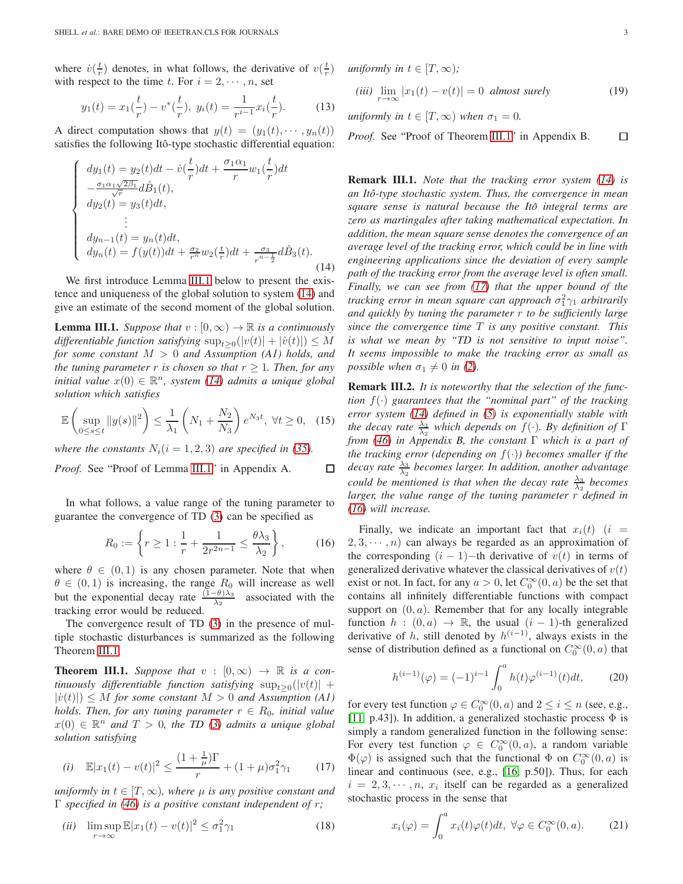where $\dot{v}(\frac{t}{r})$ denotes, in what follows, the derivative of $v(\frac{t}{r})$ with respect to the time $t$. For $i = 2, \cdots, n$, set

$$y_1(t) = x_1(\frac{t}{r}) - v^*(\frac{t}{r}),\ y_i(t) = \frac{1}{r^{i-1}} x_i(\frac{t}{r}). \tag{13}$$

A direct computation shows that $y(t) = (y_1(t), \cdots, y_n(t))$ satisfies the following Itô-type stochastic differential equation:

$$\begin{cases} dy_1(t) = y_2(t)dt - \dot{v}(\frac{t}{r})dt + \frac{\sigma_1 \alpha_1}{r} w_1(\frac{t}{r})dt \\ -\frac{\sigma_1 \alpha_1 \sqrt{2\beta_1}}{\sqrt{r}} d\hat{B}_1(t), \\ dy_2(t) = y_3(t)dt, \\ \quad \vdots \\ dy_{n-1}(t) = y_n(t)dt, \\ dy_n(t) = f(y(t))dt + \frac{\sigma_2}{r^n} w_2(\frac{t}{r})dt + \frac{\sigma_3}{r^{n-\frac{1}{2}}} d\hat{B}_3(t). \end{cases} \tag{14}$$

We first introduce Lemma III.1 below to present the existence and uniqueness of the global solution to system (14) and give an estimate of the second moment of the global solution.

**Lemma III.1.** *Suppose that $v : [0, \infty) \to \mathbb{R}$ is a continuously differentiable function satisfying $\sup_{t \geq 0}(|v(t)| + |\dot{v}(t)|) \leq M$ for some constant $M > 0$ and Assumption (A1) holds, and the tuning parameter $r$ is chosen so that $r \geq 1$. Then, for any initial value $x(0) \in \mathbb{R}^n$, system (14) admits a unique global solution which satisfies*

$$\mathbb{E}\left(\sup_{0 \leq s \leq t} \|y(s)\|^2\right) \leq \frac{1}{\lambda_1}\left(N_1 + \frac{N_2}{N_3}\right) e^{N_3 t},\ \forall t \geq 0, \tag{15}$$

*where the constants $N_i (i = 1, 2, 3)$ are specified in (35).*

*Proof.* See "Proof of Lemma III.1" in Appendix A. □

In what follows, a value range of the tuning parameter to guarantee the convergence of TD (3) can be specified as

$$R_0 := \left\{ r \geq 1 : \frac{1}{r} + \frac{1}{2r^{2n-1}} \leq \frac{\theta \lambda_3}{\lambda_2} \right\}, \tag{16}$$

where $\theta \in (0, 1)$ is any chosen parameter. Note that when $\theta \in (0, 1)$ is increasing, the range $R_0$ will increase as well but the exponential decay rate $\frac{(1-\theta)\lambda_3}{\lambda_2}$ associated with the tracking error would be reduced.

The convergence result of TD (3) in the presence of multiple stochastic disturbances is summarized as the following Theorem III.1.

**Theorem III.1.** *Suppose that $v : [0, \infty) \to \mathbb{R}$ is a continuously differentiable function satisfying $\sup_{t \geq 0}(|v(t)| + |\dot{v}(t)|) \leq M$ for some constant $M > 0$ and Assumption (A1) holds. Then, for any tuning parameter $r \in R_0$, initial value $x(0) \in \mathbb{R}^n$ and $T > 0$, the TD (3) admits a unique global solution satisfying*

$$(i) \quad \mathbb{E}|x_1(t) - v(t)|^2 \leq \frac{(1 + \frac{1}{\mu})\Gamma}{r} + (1 + \mu)\sigma_1^2 \gamma_1 \tag{17}$$

*uniformly in $t \in [T, \infty)$, where $\mu$ is any positive constant and $\Gamma$ specified in (46) is a positive constant independent of $r$;*

$$(ii) \quad \limsup_{r \to \infty} \mathbb{E}|x_1(t) - v(t)|^2 \leq \sigma_1^2 \gamma_1 \tag{18}$$

*uniformly in $t \in [T, \infty)$;*

$$(iii) \quad \lim_{r \to \infty} |x_1(t) - v(t)| = 0 \ \text{ almost surely} \tag{19}$$

*uniformly in $t \in [T, \infty)$ when $\sigma_1 = 0$.*

*Proof.* See "Proof of Theorem III.1" in Appendix B. □

**Remark III.1.** *Note that the tracking error system (14) is an Itô-type stochastic system. Thus, the convergence in mean square sense is natural because the Itô integral terms are zero as martingales after taking mathematical expectation. In addition, the mean square sense denotes the convergence of an average level of the tracking error, which could be in line with engineering applications since the deviation of every sample path of the tracking error from the average level is often small. Finally, we can see from (17) that the upper bound of the tracking error in mean square can approach $\sigma_1^2 \gamma_1$ arbitrarily and quickly by tuning the parameter $r$ to be sufficiently large since the convergence time $T$ is any positive constant. This is what we mean by "TD is not sensitive to input noise". It seems impossible to make the tracking error as small as possible when $\sigma_1 \neq 0$ in (2).*

**Remark III.2.** *It is noteworthy that the selection of the function $f(\cdot)$ guarantees that the "nominal part" of the tracking error system (14) defined in (5) is exponentially stable with the decay rate $\frac{\lambda_3}{\lambda_2}$ which depends on $f(\cdot)$. By definition of $\Gamma$ from (46) in Appendix B, the constant $\Gamma$ which is a part of the tracking error (depending on $f(\cdot)$) becomes smaller if the decay rate $\frac{\lambda_3}{\lambda_2}$ becomes larger. In addition, another advantage could be mentioned is that when the decay rate $\frac{\lambda_3}{\lambda_2}$ becomes larger, the value range of the tuning parameter $r$ defined in (16) will increase.*

Finally, we indicate an important fact that $x_i(t)$ ($i = 2, 3, \cdots, n$) can always be regarded as an approximation of the corresponding $(i-1)$−th derivative of $v(t)$ in terms of generalized derivative whatever the classical derivatives of $v(t)$ exist or not. In fact, for any $a > 0$, let $C_0^\infty(0, a)$ be the set that contains all infinitely differentiable functions with compact support on $(0, a)$. Remember that for any locally integrable function $h : (0, a) \to \mathbb{R}$, the usual $(i-1)$-th generalized derivative of $h$, still denoted by $h^{(i-1)}$, always exists in the sense of distribution defined as a functional on $C_0^\infty(0, a)$ that

$$h^{(i-1)}(\varphi) = (-1)^{i-1} \int_0^a h(t)\varphi^{(i-1)}(t)dt, \tag{20}$$

for every test function $\varphi \in C_0^\infty(0, a)$ and $2 \leq i \leq n$ (see, e.g., [11, p.43]). In addition, a generalized stochastic process $\Phi$ is simply a random generalized function in the following sense: For every test function $\varphi \in C_0^\infty(0, a)$, a random variable $\Phi(\varphi)$ is assigned such that the functional $\Phi$ on $C_0^\infty(0, a)$ is linear and continuous (see, e.g., [16, p.50]). Thus, for each $i = 2, 3, \cdots, n$, $x_i$ itself can be regarded as a generalized stochastic process in the sense that

$$x_i(\varphi) = \int_0^a x_i(t)\varphi(t)dt,\ \forall \varphi \in C_0^\infty(0, a). \tag{21}$$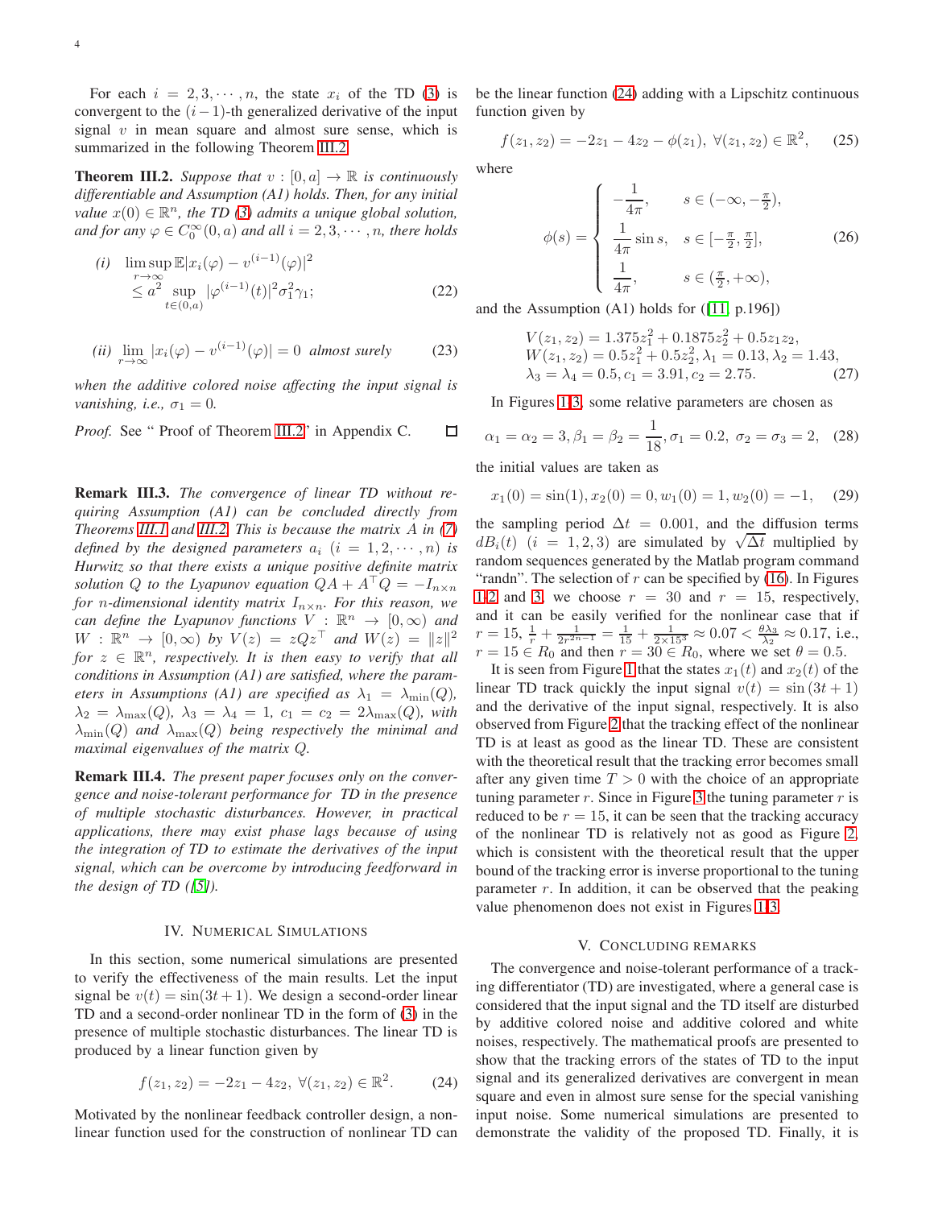For each $i = 2, 3, \cdots, n$, the state $x_i$ of the TD (3) is convergent to the $(i-1)$-th generalized derivative of the input signal $v$ in mean square and almost sure sense, which is summarized in the following Theorem III.2.

**Theorem III.2.** *Suppose that $v : [0, a] \to \mathbb{R}$ is continuously differentiable and Assumption (A1) holds. Then, for any initial value $x(0) \in \mathbb{R}^n$, the TD (3) admits a unique global solution, and for any $\varphi \in C_0^\infty(0, a)$ and all $i = 2, 3, \cdots, n$, there holds*

$$
\text{(i)} \quad \limsup_{r\to\infty} \mathbb{E}|x_i(\varphi) - v^{(i-1)}(\varphi)|^2 \leq a^2 \sup_{t\in(0,a)} |\varphi^{(i-1)}(t)|^2 \sigma_1^2 \gamma_1; \tag{22}
$$

$$
\text{(ii)} \quad \lim_{r\to\infty} |x_i(\varphi) - v^{(i-1)}(\varphi)| = 0 \text{ almost surely} \tag{23}
$$

*when the additive colored noise affecting the input signal is vanishing, i.e., $\sigma_1 = 0$.*

*Proof.* See " Proof of Theorem III.2" in Appendix C. □

**Remark III.3.** *The convergence of linear TD without requiring Assumption (A1) can be concluded directly from Theorems III.1 and III.2. This is because the matrix $A$ in (7) defined by the designed parameters $a_i$ $(i = 1, 2, \cdots, n)$ is Hurwitz so that there exists a unique positive definite matrix solution $Q$ to the Lyapunov equation $QA + A^\top Q = -I_{n\times n}$ for $n$-dimensional identity matrix $I_{n\times n}$. For this reason, we can define the Lyapunov functions $V : \mathbb{R}^n \to [0, \infty)$ and $W : \mathbb{R}^n \to [0, \infty)$ by $V(z) = zQz^\top$ and $W(z) = \|z\|^2$ for $z \in \mathbb{R}^n$, respectively. It is then easy to verify that all conditions in Assumption (A1) are satisfied, where the parameters in Assumptions (A1) are specified as $\lambda_1 = \lambda_{\min}(Q)$, $\lambda_2 = \lambda_{\max}(Q)$, $\lambda_3 = \lambda_4 = 1$, $c_1 = c_2 = 2\lambda_{\max}(Q)$, with $\lambda_{\min}(Q)$ and $\lambda_{\max}(Q)$ being respectively the minimal and maximal eigenvalues of the matrix $Q$.*

**Remark III.4.** *The present paper focuses only on the convergence and noise-tolerant performance for TD in the presence of multiple stochastic disturbances. However, in practical applications, there may exist phase lags because of using the integration of TD to estimate the derivatives of the input signal, which can be overcome by introducing feedforward in the design of TD ([5]).*

## IV. Numerical Simulations

In this section, some numerical simulations are presented to verify the effectiveness of the main results. Let the input signal be $v(t) = \sin(3t + 1)$. We design a second-order linear TD and a second-order nonlinear TD in the form of (3) in the presence of multiple stochastic disturbances. The linear TD is produced by a linear function given by

$$
f(z_1, z_2) = -2z_1 - 4z_2, \ \forall (z_1, z_2) \in \mathbb{R}^2. \tag{24}
$$

Motivated by the nonlinear feedback controller design, a nonlinear function used for the construction of nonlinear TD can be the linear function (24) adding with a Lipschitz continuous function given by

$$
f(z_1, z_2) = -2z_1 - 4z_2 - \phi(z_1), \ \forall (z_1, z_2) \in \mathbb{R}^2, \tag{25}
$$

where

$$
\phi(s) = \begin{cases} -\dfrac{1}{4\pi}, & s \in (-\infty, -\frac{\pi}{2}), \\ \dfrac{1}{4\pi}\sin s, & s \in [-\frac{\pi}{2}, \frac{\pi}{2}], \\ \dfrac{1}{4\pi}, & s \in (\frac{\pi}{2}, +\infty), \end{cases} \tag{26}
$$

and the Assumption (A1) holds for ([11, p.196])

$$
\begin{aligned}
&V(z_1, z_2) = 1.375z_1^2 + 0.1875z_2^2 + 0.5z_1z_2, \\
&W(z_1, z_2) = 0.5z_1^2 + 0.5z_2^2, \lambda_1 = 0.13, \lambda_2 = 1.43, \\
&\lambda_3 = \lambda_4 = 0.5, c_1 = 3.91, c_2 = 2.75.
\end{aligned} \tag{27}
$$

In Figures 1-3, some relative parameters are chosen as

$$
\alpha_1 = \alpha_2 = 3, \beta_1 = \beta_2 = \frac{1}{18}, \sigma_1 = 0.2, \ \sigma_2 = \sigma_3 = 2, \tag{28}
$$

the initial values are taken as

$$
x_1(0) = \sin(1), x_2(0) = 0, w_1(0) = 1, w_2(0) = -1, \tag{29}
$$

the sampling period $\Delta t = 0.001$, and the diffusion terms $dB_i(t)$ $(i = 1, 2, 3)$ are simulated by $\sqrt{\Delta t}$ multiplied by random sequences generated by the Matlab program command "randn". The selection of $r$ can be specified by (16). In Figures 1-2 and 3, we choose $r = 30$ and $r = 15$, respectively, and it can be easily verified for the nonlinear case that if $r = 15$, $\frac{1}{r} + \frac{1}{2r^{2n-1}} = \frac{1}{15} + \frac{1}{2\times 15^3} \approx 0.07 < \frac{\theta\lambda_3}{\lambda_2} \approx 0.17$, i.e., $r = 15 \in R_0$ and then $r = 30 \in R_0$, where we set $\theta = 0.5$.

It is seen from Figure 1 that the states $x_1(t)$ and $x_2(t)$ of the linear TD track quickly the input signal $v(t) = \sin(3t + 1)$ and the derivative of the input signal, respectively. It is also observed from Figure 2 that the tracking effect of the nonlinear TD is at least as good as the linear TD. These are consistent with the theoretical result that the tracking error becomes small after any given time $T > 0$ with the choice of an appropriate tuning parameter $r$. Since in Figure 3 the tuning parameter $r$ is reduced to be $r = 15$, it can be seen that the tracking accuracy of the nonlinear TD is relatively not as good as Figure 2, which is consistent with the theoretical result that the upper bound of the tracking error is inverse proportional to the tuning parameter $r$. In addition, it can be observed that the peaking value phenomenon does not exist in Figures 1-3.

## V. Concluding remarks

The convergence and noise-tolerant performance of a tracking differentiator (TD) are investigated, where a general case is considered that the input signal and the TD itself are disturbed by additive colored noise and additive colored and white noises, respectively. The mathematical proofs are presented to show that the tracking errors of the states of TD to the input signal and its generalized derivatives are convergent in mean square and even in almost sure sense for the special vanishing input noise. Some numerical simulations are presented to demonstrate the validity of the proposed TD. Finally, it is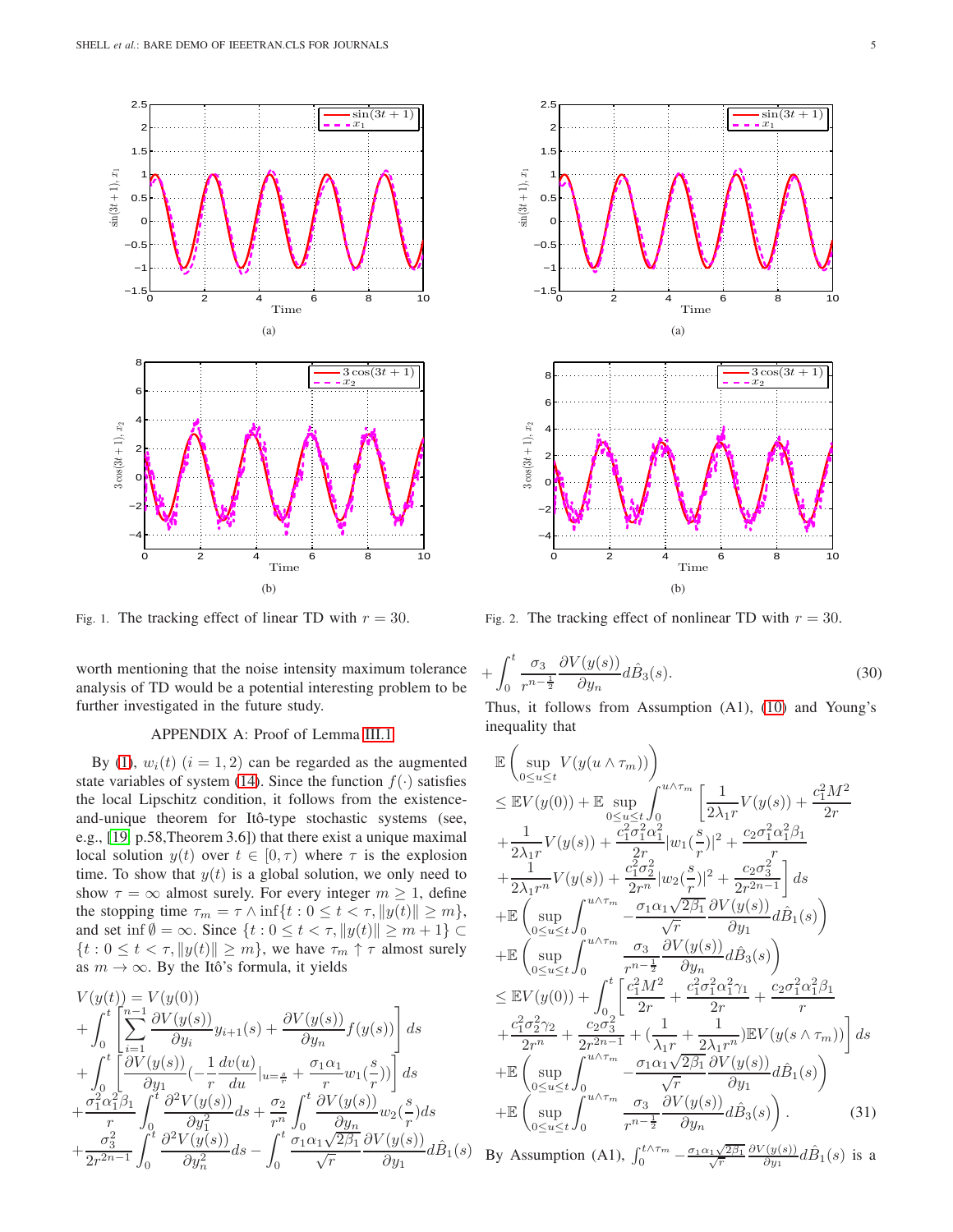Fig. 1. The tracking effect of linear TD with $r = 30$.

Fig. 2. The tracking effect of nonlinear TD with $r = 30$.

worth mentioning that the noise intensity maximum tolerance analysis of TD would be a potential interesting problem to be further investigated in the future study.

## APPENDIX A: Proof of Lemma III.1

By (1), $w_i(t)$ $(i = 1, 2)$ can be regarded as the augmented state variables of system (14). Since the function $f(\cdot)$ satisfies the local Lipschitz condition, it follows from the existence-and-unique theorem for Itô-type stochastic systems (see, e.g., [19] p.58,Theorem 3.6]) that there exist a unique maximal local solution $y(t)$ over $t \in [0, \tau)$ where $\tau$ is the explosion time. To show that $y(t)$ is a global solution, we only need to show $\tau = \infty$ almost surely. For every integer $m \geq 1$, define the stopping time $\tau_m = \tau \wedge \inf\{t : 0 \leq t < \tau, \|y(t)\| \geq m\}$, and set $\inf \emptyset = \infty$. Since $\{t : 0 \leq t < \tau, \|y(t)\| \geq m + 1\} \subset \{t : 0 \leq t < \tau, \|y(t)\| \geq m\}$, we have $\tau_m \uparrow \tau$ almost surely as $m \to \infty$. By the Itô's formula, it yields

$$
\begin{aligned}
&V(y(t)) = V(y(0)) \\
&+ \int_0^t \left[ \sum_{i=1}^{n-1} \frac{\partial V(y(s))}{\partial y_i} y_{i+1}(s) + \frac{\partial V(y(s))}{\partial y_n} f(y(s)) \right] ds \\
&+ \int_0^t \left[ \frac{\partial V(y(s))}{\partial y_1} \left(-\frac{1}{r} \frac{dv(u)}{du}\Big|_{u=\frac{s}{r}} + \frac{\sigma_1 \alpha_1}{r} w_1\left(\frac{s}{r}\right)\right) \right] ds \\
&+ \frac{\sigma_1^2 \alpha_1^2 \beta_1}{r} \int_0^t \frac{\partial^2 V(y(s))}{\partial y_1^2} ds + \frac{\sigma_2}{r^n} \int_0^t \frac{\partial V(y(s))}{\partial y_n} w_2\left(\frac{s}{r}\right) ds \\
&+ \frac{\sigma_3^2}{2r^{2n-1}} \int_0^t \frac{\partial^2 V(y(s))}{\partial y_n^2} ds - \int_0^t \frac{\sigma_1 \alpha_1 \sqrt{2\beta_1}}{\sqrt{r}} \frac{\partial V(y(s))}{\partial y_1} d\hat{B}_1(s) \\
&+ \int_0^t \frac{\sigma_3}{r^{n-\frac{1}{2}}} \frac{\partial V(y(s))}{\partial y_n} d\hat{B}_3(s).
\end{aligned} \tag{30}
$$

Thus, it follows from Assumption (A1), (10) and Young's inequality that

$$
\begin{aligned}
&\mathbb{E}\left( \sup_{0 \leq u \leq t} V(y(u \wedge \tau_m)) \right) \\
&\leq \mathbb{E}V(y(0)) + \mathbb{E} \sup_{0 \leq u \leq t} \int_0^{u \wedge \tau_m} \left[ \frac{1}{2\lambda_1 r} V(y(s)) + \frac{c_1^2 M^2}{2r} \right. \\
&+ \frac{1}{2\lambda_1 r} V(y(s)) + \frac{c_1^2 \sigma_1^2 \alpha_1^2}{2r} |w_1(\frac{s}{r})|^2 + \frac{c_2 \sigma_1^2 \alpha_1^2 \beta_1}{r} \\
&+ \left. \frac{1}{2\lambda_1 r^n} V(y(s)) + \frac{c_1^2 \sigma_2^2}{2r^n} |w_2(\frac{s}{r})|^2 + \frac{c_2 \sigma_3^2}{2r^{2n-1}} \right] ds \\
&+ \mathbb{E}\left( \sup_{0 \leq u \leq t} \int_0^{u \wedge \tau_m} -\frac{\sigma_1 \alpha_1 \sqrt{2\beta_1}}{\sqrt{r}} \frac{\partial V(y(s))}{\partial y_1} d\hat{B}_1(s) \right) \\
&+ \mathbb{E}\left( \sup_{0 \leq u \leq t} \int_0^{u \wedge \tau_m} \frac{\sigma_3}{r^{n-\frac{1}{2}}} \frac{\partial V(y(s))}{\partial y_n} d\hat{B}_3(s) \right) \\
&\leq \mathbb{E}V(y(0)) + \int_0^t \left[ \frac{c_1^2 M^2}{2r} + \frac{c_1^2 \sigma_1^2 \alpha_1^2 \gamma_1}{2r} + \frac{c_2 \sigma_1^2 \alpha_1^2 \beta_1}{r} \right. \\
&+ \left. \frac{c_1^2 \sigma_2^2 \gamma_2}{2r^n} + \frac{c_2 \sigma_3^2}{2r^{2n-1}} + \left(\frac{1}{\lambda_1 r} + \frac{1}{2\lambda_1 r^n}\right) \mathbb{E}V(y(s \wedge \tau_m)) \right] ds \\
&+ \mathbb{E}\left( \sup_{0 \leq u \leq t} \int_0^{u \wedge \tau_m} -\frac{\sigma_1 \alpha_1 \sqrt{2\beta_1}}{\sqrt{r}} \frac{\partial V(y(s))}{\partial y_1} d\hat{B}_1(s) \right) \\
&+ \mathbb{E}\left( \sup_{0 \leq u \leq t} \int_0^{u \wedge \tau_m} \frac{\sigma_3}{r^{n-\frac{1}{2}}} \frac{\partial V(y(s))}{\partial y_n} d\hat{B}_3(s) \right).
\end{aligned} \tag{31}
$$

By Assumption (A1), $\int_0^{t \wedge \tau_m} -\frac{\sigma_1 \alpha_1 \sqrt{2\beta_1}}{\sqrt{r}} \frac{\partial V(y(s))}{\partial y_1} d\hat{B}_1(s)$ is a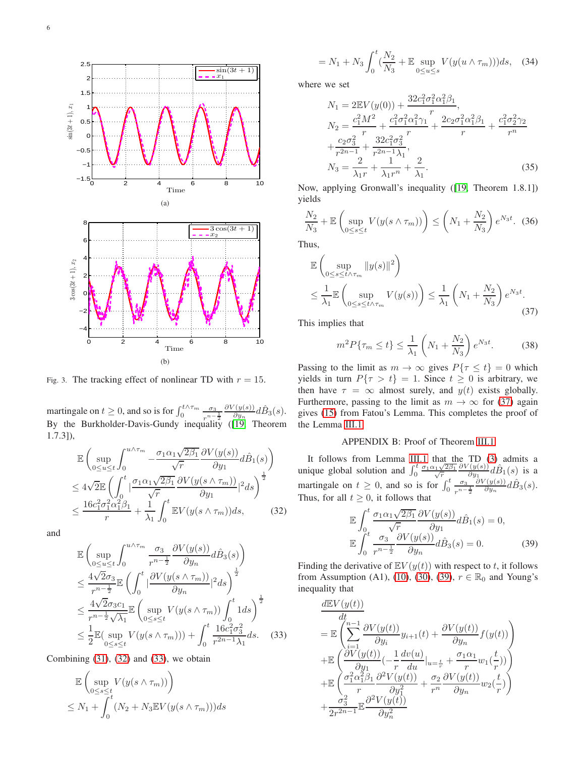Fig. 3. The tracking effect of nonlinear TD with $r = 15$.

martingale on $t \geq 0$, and so is for $\int_0^{t\wedge\tau_m} \frac{\sigma_3}{r^{n-\frac{1}{2}}} \frac{\partial V(y(s))}{\partial y_n} d\hat{B}_3(s)$. By the Burkholder-Davis-Gundy inequality ([19], Theorem 1.7.3]),

$$
\begin{aligned}
&\mathbb{E}\left(\sup_{0\leq u\leq t}\int_0^{u\wedge\tau_m} -\frac{\sigma_1\alpha_1\sqrt{2\beta_1}}{\sqrt{r}}\frac{\partial V(y(s))}{\partial y_1}d\hat{B}_1(s)\right)\\
&\leq 4\sqrt{2}\mathbb{E}\left(\int_0^t \left|\frac{\sigma_1\alpha_1\sqrt{2\beta_1}}{\sqrt{r}}\frac{\partial V(y(s\wedge\tau_m))}{\partial y_1}\right|^2 ds\right)^{\frac{1}{2}}\\
&\leq \frac{16c_1^2\sigma_1^2\alpha_1^2\beta_1}{r} + \frac{1}{\lambda_1}\int_0^t \mathbb{E}V(y(s\wedge\tau_m))ds, \qquad (32)
\end{aligned}
$$

and

$$
\begin{aligned}
&\mathbb{E}\left(\sup_{0\leq u\leq t}\int_0^{u\wedge\tau_m} \frac{\sigma_3}{r^{n-\frac{1}{2}}}\frac{\partial V(y(s))}{\partial y_n}d\hat{B}_3(s)\right)\\
&\leq \frac{4\sqrt{2}\sigma_3}{r^{n-\frac{1}{2}}}\mathbb{E}\left(\int_0^t \left|\frac{\partial V(y(s\wedge\tau_m))}{\partial y_n}\right|^2 ds\right)^{\frac{1}{2}}\\
&\leq \frac{4\sqrt{2}\sigma_3 c_1}{r^{n-\frac{1}{2}}\sqrt{\lambda_1}}\mathbb{E}\left(\sup_{0\leq s\leq t}V(y(s\wedge\tau_m))\int_0^t 1ds\right)^{\frac{1}{2}}\\
&\leq \frac{1}{2}\mathbb{E}(\sup_{0\leq s\leq t}V(y(s\wedge\tau_m))) + \int_0^t \frac{16c_1^2\sigma_3^2}{r^{2n-1}\lambda_1}ds. \qquad (33)
\end{aligned}
$$

Combining (31), (32) and (33), we obtain

$$
\begin{aligned}
&\mathbb{E}\left(\sup_{0\leq s\leq t}V(y(s\wedge\tau_m))\right)\\
&\leq N_1 + \int_0^t (N_2 + N_3\mathbb{E}V(y(s\wedge\tau_m)))ds\\
&= N_1 + N_3\int_0^t \left(\frac{N_2}{N_3} + \mathbb{E}\sup_{0\leq u\leq s}V(y(u\wedge\tau_m))\right)ds, \qquad (34)
\end{aligned}
$$

where we set

$$
\begin{aligned}
N_1 &= 2\mathbb{E}V(y(0)) + \frac{32c_1^2\sigma_1^2\alpha_1^2\beta_1}{r},\\
N_2 &= \frac{c_1^2M^2}{r} + \frac{c_1^2\sigma_1^2\alpha_1^2\gamma_1}{r} + \frac{2c_2\sigma_1^2\alpha_1^2\beta_1}{r} + \frac{c_1^2\sigma_2^2\gamma_2}{r^n}\\
&+ \frac{c_2\sigma_3^2}{r^{2n-1}} + \frac{32c_1^2\sigma_3^2}{r^{2n-1}\lambda_1},\\
N_3 &= \frac{2}{\lambda_1 r} + \frac{1}{\lambda_1 r^n} + \frac{2}{\lambda_1}. \qquad (35)
\end{aligned}
$$

Now, applying Gronwall's inequality ([19], Theorem 1.8.1]) yields

$$
\frac{N_2}{N_3} + \mathbb{E}\left(\sup_{0\leq s\leq t}V(y(s\wedge\tau_m))\right) \leq \left(N_1 + \frac{N_2}{N_3}\right)e^{N_3 t}. \quad (36)
$$

Thus,

$$
\begin{aligned}
&\mathbb{E}\left(\sup_{0\leq s\leq t\wedge\tau_m}\|y(s)\|^2\right)\\
&\leq \frac{1}{\lambda_1}\mathbb{E}\left(\sup_{0\leq s\leq t\wedge\tau_m}V(y(s))\right) \leq \frac{1}{\lambda_1}\left(N_1 + \frac{N_2}{N_3}\right)e^{N_3 t}. \qquad (37)
\end{aligned}
$$

This implies that

$$
m^2 P\{\tau_m \leq t\} \leq \frac{1}{\lambda_1}\left(N_1 + \frac{N_2}{N_3}\right)e^{N_3 t}. \qquad (38)
$$

Passing to the limit as $m \to \infty$ gives $P\{\tau \leq t\} = 0$ which yields in turn $P\{\tau > t\} = 1$. Since $t \geq 0$ is arbitrary, we then have $\tau = \infty$ almost surely, and $y(t)$ exists globally. Furthermore, passing to the limit as $m \to \infty$ for (37) again gives (15) from Fatou's Lemma. This completes the proof of the Lemma III.1.

## APPENDIX B: Proof of Theorem III.1

It follows from Lemma III.1 that the TD (3) admits a unique global solution and $\int_0^t \frac{\sigma_1\alpha_1\sqrt{2\beta_1}}{\sqrt{r}}\frac{\partial V(y(s))}{\partial y_1}d\hat{B}_1(s)$ is a martingale on $t \geq 0$, and so is for $\int_0^t \frac{\sigma_3}{r^{n-\frac{1}{2}}}\frac{\partial V(y(s))}{\partial y_n}d\hat{B}_3(s)$. Thus, for all $t \geq 0$, it follows that

$$
\begin{aligned}
&\mathbb{E}\int_0^t \frac{\sigma_1\alpha_1\sqrt{2\beta_1}}{\sqrt{r}}\frac{\partial V(y(s))}{\partial y_1}d\hat{B}_1(s) = 0,\\
&\mathbb{E}\int_0^t \frac{\sigma_3}{r^{n-\frac{1}{2}}}\frac{\partial V(y(s))}{\partial y_n}d\hat{B}_3(s) = 0. \qquad (39)
\end{aligned}
$$

Finding the derivative of $\mathbb{E}V(y(t))$ with respect to $t$, it follows from Assumption (A1), (10), (30), (39), $r \in \mathbb{R}_0$ and Young's inequality that

$$
\begin{aligned}
&\frac{d\mathbb{E}V(y(t))}{dt}\\
&= \mathbb{E}\left(\sum_{i=1}^{n-1}\frac{\partial V(y(t))}{\partial y_i}y_{i+1}(t) + \frac{\partial V(y(t))}{\partial y_n}f(y(t))\right)\\
&+ \mathbb{E}\left(\frac{\partial V(y(t))}{\partial y_1}\left(-\frac{1}{r}\frac{dv(u)}{du}\Big|_{u=\frac{t}{r}} + \frac{\sigma_1\alpha_1}{r}w_1\left(\frac{t}{r}\right)\right)\right)\\
&+ \mathbb{E}\left(\frac{\sigma_1^2\alpha_1^2\beta_1}{r}\frac{\partial^2 V(y(t))}{\partial y_1^2} + \frac{\sigma_2}{r^n}\frac{\partial V(y(t))}{\partial y_n}w_2\left(\frac{t}{r}\right)\right)\\
&+ \frac{\sigma_3^2}{2r^{2n-1}}\mathbb{E}\frac{\partial^2 V(y(t))}{\partial y_n^2}
\end{aligned}
$$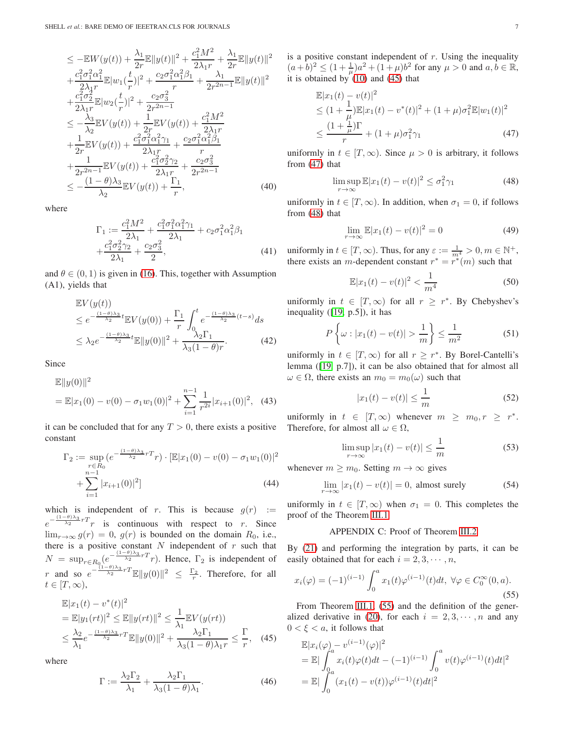$$
\begin{aligned}
&\le -\mathbb{E}W(y(t)) + \frac{\lambda_1}{2r}\mathbb{E}\|y(t)\|^2 + \frac{c_1^2 M^2}{2\lambda_1 r} + \frac{\lambda_1}{2r}\mathbb{E}\|y(t)\|^2 \\
&+\frac{c_1^2\sigma_1^2\alpha_1^2}{2\lambda_1 r}\mathbb{E}|w_1(\frac{t}{r})|^2 + \frac{c_2\sigma_1^2\alpha_1^2\beta_1}{r} + \frac{\lambda_1}{2r^{2n-1}}\mathbb{E}\|y(t)\|^2 \\
&+\frac{c_1^2\sigma_2^2}{2\lambda_1 r}\mathbb{E}|w_2(\frac{t}{r})|^2 + \frac{c_2\sigma_3^2}{2r^{2n-1}} \\
&\le -\frac{\lambda_3}{\lambda_2}\mathbb{E}V(y(t)) + \frac{1}{2r}\mathbb{E}V(y(t)) + \frac{c_1^2 M^2}{2\lambda_1 r} \\
&+\frac{1}{2r}\mathbb{E}V(y(t)) + \frac{c_1^2\sigma_1^2\alpha_1^2\gamma_1}{2\lambda_1 r} + \frac{c_2\sigma_1^2\alpha_1^2\beta_1}{r} \\
&+\frac{1}{2r^{2n-1}}\mathbb{E}V(y(t)) + \frac{c_1^2\sigma_2^2\gamma_2}{2\lambda_1 r} + \frac{c_2\sigma_3^2}{2r^{2n-1}} \\
&\le -\frac{(1-\theta)\lambda_3}{\lambda_2}\mathbb{E}V(y(t)) + \frac{\Gamma_1}{r},
\end{aligned}
\tag{40}
$$

where

$$
\begin{aligned}
\Gamma_1 := &\frac{c_1^2 M^2}{2\lambda_1} + \frac{c_1^2\sigma_1^2\alpha_1^2\gamma_1}{2\lambda_1} + c_2\sigma_1^2\alpha_1^2\beta_1 \\
&+\frac{c_1^2\sigma_2^2\gamma_2}{2\lambda_1} + \frac{c_2\sigma_3^2}{2},
\end{aligned}
\tag{41}
$$

and $\theta \in (0,1)$ is given in (16). This, together with Assumption (A1), yields that

$$
\begin{aligned}
&\mathbb{E}V(y(t)) \\
&\le e^{-\frac{(1-\theta)\lambda_3}{\lambda_2}t}\mathbb{E}V(y(0)) + \frac{\Gamma_1}{r}\int_0^t e^{-\frac{(1-\theta)\lambda_3}{\lambda_2}(t-s)}ds \\
&\le \lambda_2 e^{-\frac{(1-\theta)\lambda_3}{\lambda_2}t}\mathbb{E}\|y(0)\|^2 + \frac{\lambda_2\Gamma_1}{\lambda_3(1-\theta)r}.
\end{aligned}
\tag{42}
$$

Since

$$
\begin{aligned}
&\mathbb{E}\|y(0)\|^2 \\
&= \mathbb{E}|x_1(0) - v(0) - \sigma_1 w_1(0)|^2 + \sum_{i=1}^{n-1}\frac{1}{r^{2i}}|x_{i+1}(0)|^2,
\end{aligned}
\tag{43}
$$

it can be concluded that for any $T>0$, there exists a positive constant

$$
\begin{aligned}
\Gamma_2 := &\sup_{r\in R_0}(e^{-\frac{(1-\theta)\lambda_3}{\lambda_2}rT}r)\cdot[\mathbb{E}|x_1(0) - v(0) - \sigma_1 w_1(0)|^2 \\
&+\sum_{i=1}^{n-1}|x_{i+1}(0)|^2]
\end{aligned}
\tag{44}
$$

which is independent of $r$. This is because $g(r) := e^{-\frac{(1-\theta)\lambda_3}{\lambda_2}rT}r$ is continuous with respect to $r$. Since $\lim_{r\to\infty} g(r) = 0$, $g(r)$ is bounded on the domain $R_0$, i.e., there is a positive constant $N$ independent of $r$ such that $N = \sup_{r\in R_0}(e^{-\frac{(1-\theta)\lambda_3}{\lambda_2}rT}r)$. Hence, $\Gamma_2$ is independent of $r$ and so $e^{-\frac{(1-\theta)\lambda_3}{\lambda_2}rT}\mathbb{E}\|y(0)\|^2 \le \frac{\Gamma_2}{r}$. Therefore, for all $t\in[T,\infty)$,

$$
\begin{aligned}
&\mathbb{E}|x_1(t) - v^*(t)|^2 \\
&= \mathbb{E}|y_1(rt)|^2 \le \mathbb{E}\|y(rt)\|^2 \le \frac{1}{\lambda_1}\mathbb{E}V(y(rt)) \\
&\le \frac{\lambda_2}{\lambda_1}e^{-\frac{(1-\theta)\lambda_3}{\lambda_2}rT}\mathbb{E}\|y(0)\|^2 + \frac{\lambda_2\Gamma_1}{\lambda_3(1-\theta)\lambda_1 r} \le \frac{\Gamma}{r},
\end{aligned}
\tag{45}
$$

where

$$
\Gamma := \frac{\lambda_2\Gamma_2}{\lambda_1} + \frac{\lambda_2\Gamma_1}{\lambda_3(1-\theta)\lambda_1}.
\tag{46}
$$

is a positive constant independent of $r$. Using the inequality $(a+b)^2 \le (1+\frac{1}{\mu})a^2 + (1+\mu)b^2$ for any $\mu>0$ and $a,b\in\mathbb{R}$, it is obtained by (10) and (45) that

$$
\begin{aligned}
&\mathbb{E}|x_1(t) - v(t)|^2 \\
&\le (1+\frac{1}{\mu})\mathbb{E}|x_1(t) - v^*(t)|^2 + (1+\mu)\sigma_1^2\mathbb{E}|w_1(t)|^2 \\
&\le \frac{(1+\frac{1}{\mu})\Gamma}{r} + (1+\mu)\sigma_1^2\gamma_1
\end{aligned}
\tag{47}
$$

uniformly in $t\in[T,\infty)$. Since $\mu>0$ is arbitrary, it follows from (47) that

$$
\limsup_{r\to\infty}\mathbb{E}|x_1(t) - v(t)|^2 \le \sigma_1^2\gamma_1
\tag{48}
$$

uniformly in $t\in[T,\infty)$. In addition, when $\sigma_1 = 0$, if follows from (48) that

$$
\lim_{r\to\infty}\mathbb{E}|x_1(t) - v(t)|^2 = 0
\tag{49}
$$

uniformly in $t\in[T,\infty)$. Thus, for any $\varepsilon := \frac{1}{m^4} > 0, m\in\mathbb{N}^+$, there exists an $m$-dependent constant $r^* = r^*(m)$ such that

$$
\mathbb{E}|x_1(t) - v(t)|^2 < \frac{1}{m^4}
\tag{50}
$$

uniformly in $t\in[T,\infty)$ for all $r\ge r^*$. By Chebyshev's inequality ([19, p.5]), it has

$$
P\left\{\omega : |x_1(t) - v(t)| > \frac{1}{m}\right\} \le \frac{1}{m^2}
\tag{51}
$$

uniformly in $t\in[T,\infty)$ for all $r\ge r^*$. By Borel-Cantelli's lemma ([19, p.7]), it can be also obtained that for almost all $\omega\in\Omega$, there exists an $m_0 = m_0(\omega)$ such that

$$
|x_1(t) - v(t)| \le \frac{1}{m}
\tag{52}
$$

uniformly in $t\in[T,\infty)$ whenever $m\ge m_0, r\ge r^*$. Therefore, for almost all $\omega\in\Omega$,

$$
\limsup_{r\to\infty}|x_1(t) - v(t)| \le \frac{1}{m}
\tag{53}
$$

whenever $m\ge m_0$. Setting $m\to\infty$ gives

$$
\lim_{r\to\infty}|x_1(t) - v(t)| = 0,\ \text{almost surely}
\tag{54}
$$

uniformly in $t\in[T,\infty)$ when $\sigma_1 = 0$. This completes the proof of the Theorem III.1.

## APPENDIX C: Proof of Theorem III.2

By (21) and performing the integration by parts, it can be easily obtained that for each $i = 2,3,\cdots,n$,

$$
x_i(\varphi) = (-1)^{(i-1)}\int_0^a x_1(t)\varphi^{(i-1)}(t)dt,\ \forall\varphi\in C_0^\infty(0,a).
\tag{55}
$$

From Theorem III.1, (55) and the definition of the generalized derivative in (20), for each $i = 2,3,\cdots,n$ and any $0<\xi<a$, it follows that

$$
\begin{aligned}
&\mathbb{E}|x_i(\varphi) - v^{(i-1)}(\varphi)|^2 \\
&= \mathbb{E}|\int_0^a x_i(t)\varphi(t)dt - (-1)^{(i-1)}\int_0^a v(t)\varphi^{(i-1)}(t)dt|^2 \\
&= \mathbb{E}|\int_0^a (x_1(t) - v(t))\varphi^{(i-1)}(t)dt|^2
\end{aligned}
$$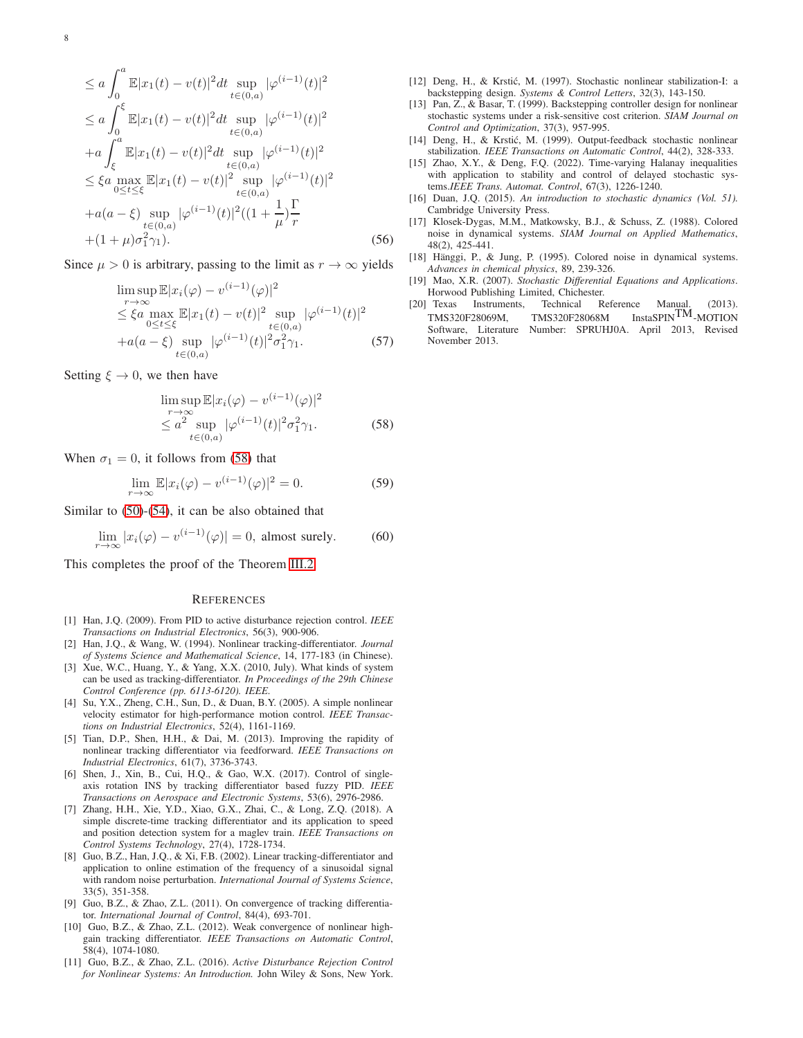$$
\begin{aligned}
&\leq a \int_0^a \mathbb{E}|x_1(t) - v(t)|^2 dt \sup_{t\in(0,a)} |\varphi^{(i-1)}(t)|^2 \\
&\leq a \int_0^\xi \mathbb{E}|x_1(t) - v(t)|^2 dt \sup_{t\in(0,a)} |\varphi^{(i-1)}(t)|^2 \\
&+ a \int_\xi^a \mathbb{E}|x_1(t) - v(t)|^2 dt \sup_{t\in(0,a)} |\varphi^{(i-1)}(t)|^2 \\
&\leq \xi a \max_{0\leq t\leq \xi} \mathbb{E}|x_1(t) - v(t)|^2 \sup_{t\in(0,a)} |\varphi^{(i-1)}(t)|^2 \\
&+ a(a-\xi) \sup_{t\in(0,a)} |\varphi^{(i-1)}(t)|^2 ((1+\frac{1}{\mu})\frac{\Gamma}{r} \\
&+ (1+\mu)\sigma_1^2\gamma_1).
\end{aligned} \tag{56}
$$

Since $\mu > 0$ is arbitrary, passing to the limit as $r \to \infty$ yields

$$
\begin{aligned}
&\limsup_{r\to\infty} \mathbb{E}|x_i(\varphi) - v^{(i-1)}(\varphi)|^2 \\
&\leq \xi a \max_{0\leq t\leq \xi} \mathbb{E}|x_1(t) - v(t)|^2 \sup_{t\in(0,a)} |\varphi^{(i-1)}(t)|^2 \\
&+ a(a-\xi) \sup_{t\in(0,a)} |\varphi^{(i-1)}(t)|^2 \sigma_1^2\gamma_1.
\end{aligned} \tag{57}
$$

Setting $\xi \to 0$, we then have

$$
\begin{aligned}
&\limsup_{r\to\infty} \mathbb{E}|x_i(\varphi) - v^{(i-1)}(\varphi)|^2 \\
&\leq a^2 \sup_{t\in(0,a)} |\varphi^{(i-1)}(t)|^2 \sigma_1^2\gamma_1.
\end{aligned} \tag{58}
$$

When $\sigma_1 = 0$, it follows from (58) that

$$
\lim_{r\to\infty} \mathbb{E}|x_i(\varphi) - v^{(i-1)}(\varphi)|^2 = 0. \tag{59}
$$

Similar to (50)-(54), it can be also obtained that

$$
\lim_{r\to\infty} |x_i(\varphi) - v^{(i-1)}(\varphi)| = 0, \text{ almost surely.} \tag{60}
$$

This completes the proof of the Theorem III.2.

## References

[1] Han, J.Q. (2009). From PID to active disturbance rejection control. *IEEE Transactions on Industrial Electronics*, 56(3), 900-906.

[2] Han, J.Q., & Wang, W. (1994). Nonlinear tracking-differentiator. *Journal of Systems Science and Mathematical Science*, 14, 177-183 (in Chinese).

[3] Xue, W.C., Huang, Y., & Yang, X.X. (2010, July). What kinds of system can be used as tracking-differentiator. *In Proceedings of the 29th Chinese Control Conference (pp. 6113-6120). IEEE.*

[4] Su, Y.X., Zheng, C.H., Sun, D., & Duan, B.Y. (2005). A simple nonlinear velocity estimator for high-performance motion control. *IEEE Transactions on Industrial Electronics*, 52(4), 1161-1169.

[5] Tian, D.P., Shen, H.H., & Dai, M. (2013). Improving the rapidity of nonlinear tracking differentiator via feedforward. *IEEE Transactions on Industrial Electronics*, 61(7), 3736-3743.

[6] Shen, J., Xin, B., Cui, H.Q., & Gao, W.X. (2017). Control of single-axis rotation INS by tracking differentiator based fuzzy PID. *IEEE Transactions on Aerospace and Electronic Systems*, 53(6), 2976-2986.

[7] Zhang, H.H., Xie, Y.D., Xiao, G.X., Zhai, C., & Long, Z.Q. (2018). A simple discrete-time tracking differentiator and its application to speed and position detection system for a maglev train. *IEEE Transactions on Control Systems Technology*, 27(4), 1728-1734.

[8] Guo, B.Z., Han, J.Q., & Xi, F.B. (2002). Linear tracking-differentiator and application to online estimation of the frequency of a sinusoidal signal with random noise perturbation. *International Journal of Systems Science*, 33(5), 351-358.

[9] Guo, B.Z., & Zhao, Z.L. (2011). On convergence of tracking differentiator. *International Journal of Control*, 84(4), 693-701.

[10] Guo, B.Z., & Zhao, Z.L. (2012). Weak convergence of nonlinear high-gain tracking differentiator. *IEEE Transactions on Automatic Control*, 58(4), 1074-1080.

[11] Guo, B.Z., & Zhao, Z.L. (2016). *Active Disturbance Rejection Control for Nonlinear Systems: An Introduction.* John Wiley & Sons, New York.

[12] Deng, H., & Krstić, M. (1997). Stochastic nonlinear stabilization-I: a backstepping design. *Systems & Control Letters*, 32(3), 143-150.

[13] Pan, Z., & Basar, T. (1999). Backstepping controller design for nonlinear stochastic systems under a risk-sensitive cost criterion. *SIAM Journal on Control and Optimization*, 37(3), 957-995.

[14] Deng, H., & Krstić, M. (1999). Output-feedback stochastic nonlinear stabilization. *IEEE Transactions on Automatic Control*, 44(2), 328-333.

[15] Zhao, X.Y., & Deng, F.Q. (2022). Time-varying Halanay inequalities with application to stability and control of delayed stochastic systems.*IEEE Trans. Automat. Control*, 67(3), 1226-1240.

[16] Duan, J.Q. (2015). *An introduction to stochastic dynamics (Vol. 51).* Cambridge University Press.

[17] Klosek-Dygas, M.M., Matkowsky, B.J., & Schuss, Z. (1988). Colored noise in dynamical systems. *SIAM Journal on Applied Mathematics*, 48(2), 425-441.

[18] Hänggi, P., & Jung, P. (1995). Colored noise in dynamical systems. *Advances in chemical physics*, 89, 239-326.

[19] Mao, X.R. (2007). *Stochastic Differential Equations and Applications*. Horwood Publishing Limited, Chichester.

[20] Texas Instruments, Technical Reference Manual. (2013). TMS320F28069M, TMS320F28068M InstaSPIN$^{\text{TM}}$-MOTION Software, Literature Number: SPRUHJ0A. April 2013, Revised November 2013.